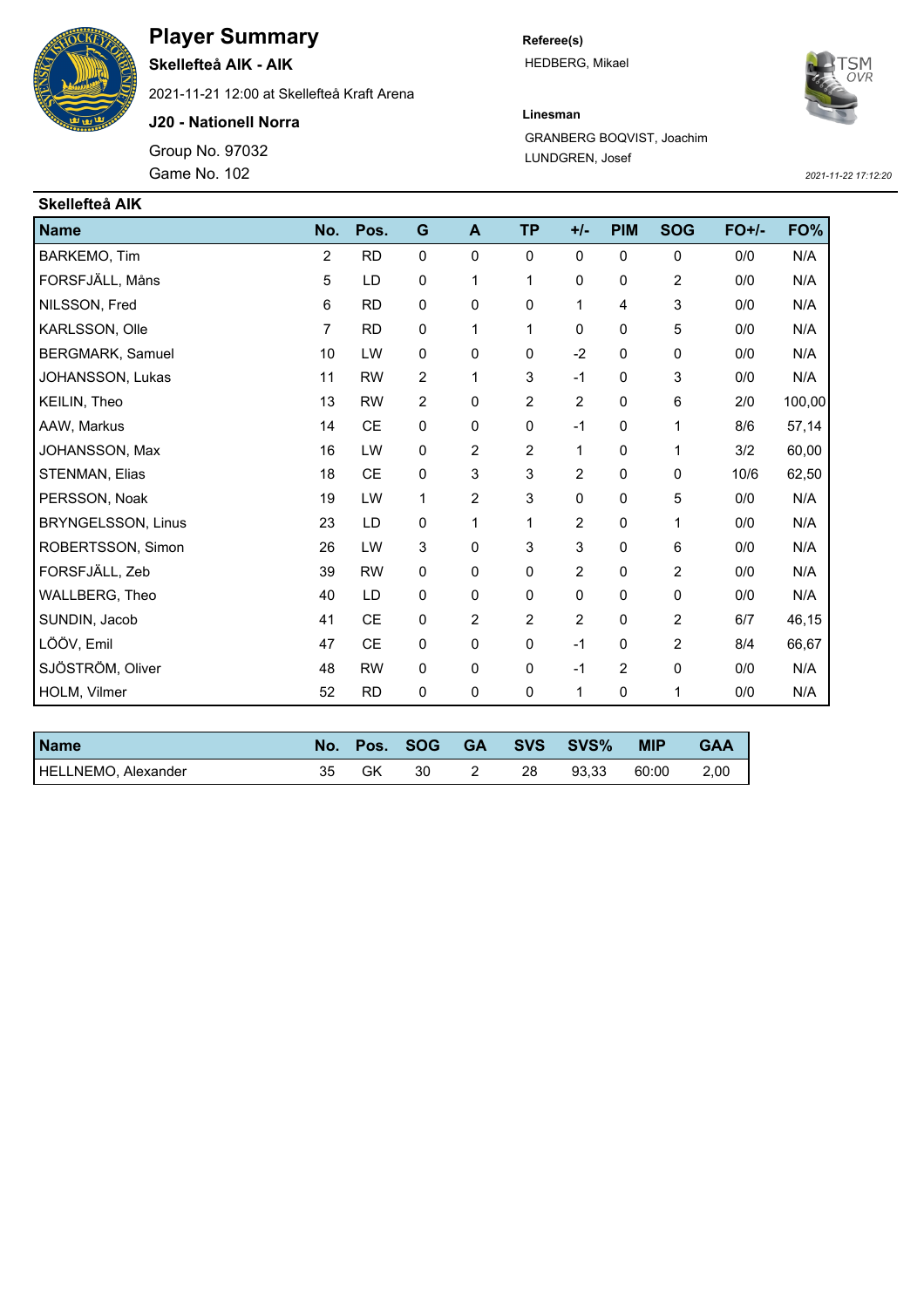# Player Summary

**Skellefteå AIK - AIK**

2021-11-21 12:00 at Skellefteå Kraft Arena

**J20 - Nationell Norra**

Group No. 97032

Game No. 102

**Referee(s)**

HEDBERG, Mikael

**Linesman**

GRANBERG BOQVIST, Joachim

LUNDGREN, Josef

*2021-11-22 17:12:20*

## Skellefteå AIK

| Name | No. | Pos. | G | A | TP | +/- | PIM | SOG | FO+/- | FO% |
|---|---|---|---|---|---|---|---|---|---|---|
| BARKEMO, Tim | 2 | RD | 0 | 0 | 0 | 0 | 0 | 0 | 0/0 | N/A |
| FORSFJÄLL, Måns | 5 | LD | 0 | 1 | 1 | 0 | 0 | 2 | 0/0 | N/A |
| NILSSON, Fred | 6 | RD | 0 | 0 | 0 | 1 | 4 | 3 | 0/0 | N/A |
| KARLSSON, Olle | 7 | RD | 0 | 1 | 1 | 0 | 0 | 5 | 0/0 | N/A |
| BERGMARK, Samuel | 10 | LW | 0 | 0 | 0 | -2 | 0 | 0 | 0/0 | N/A |
| JOHANSSON, Lukas | 11 | RW | 2 | 1 | 3 | -1 | 0 | 3 | 0/0 | N/A |
| KEILIN, Theo | 13 | RW | 2 | 0 | 2 | 2 | 0 | 6 | 2/0 | 100,00 |
| AAW, Markus | 14 | CE | 0 | 0 | 0 | -1 | 0 | 1 | 8/6 | 57,14 |
| JOHANSSON, Max | 16 | LW | 0 | 2 | 2 | 1 | 0 | 1 | 3/2 | 60,00 |
| STENMAN, Elias | 18 | CE | 0 | 3 | 3 | 2 | 0 | 0 | 10/6 | 62,50 |
| PERSSON, Noak | 19 | LW | 1 | 2 | 3 | 0 | 0 | 5 | 0/0 | N/A |
| BRYNGELSSON, Linus | 23 | LD | 0 | 1 | 1 | 2 | 0 | 1 | 0/0 | N/A |
| ROBERTSSON, Simon | 26 | LW | 3 | 0 | 3 | 3 | 0 | 6 | 0/0 | N/A |
| FORSFJÄLL, Zeb | 39 | RW | 0 | 0 | 0 | 2 | 0 | 2 | 0/0 | N/A |
| WALLBERG, Theo | 40 | LD | 0 | 0 | 0 | 0 | 0 | 0 | 0/0 | N/A |
| SUNDIN, Jacob | 41 | CE | 0 | 2 | 2 | 2 | 0 | 2 | 6/7 | 46,15 |
| LÖÖV, Emil | 47 | CE | 0 | 0 | 0 | -1 | 0 | 2 | 8/4 | 66,67 |
| SJÖSTRÖM, Oliver | 48 | RW | 0 | 0 | 0 | -1 | 2 | 0 | 0/0 | N/A |
| HOLM, Vilmer | 52 | RD | 0 | 0 | 0 | 1 | 0 | 1 | 0/0 | N/A |

| Name | No. | Pos. | SOG | GA | SVS | SVS% | MIP | GAA |
|---|---|---|---|---|---|---|---|---|
| HELLNEMO, Alexander | 35 | GK | 30 | 2 | 28 | 93,33 | 60:00 | 2,00 |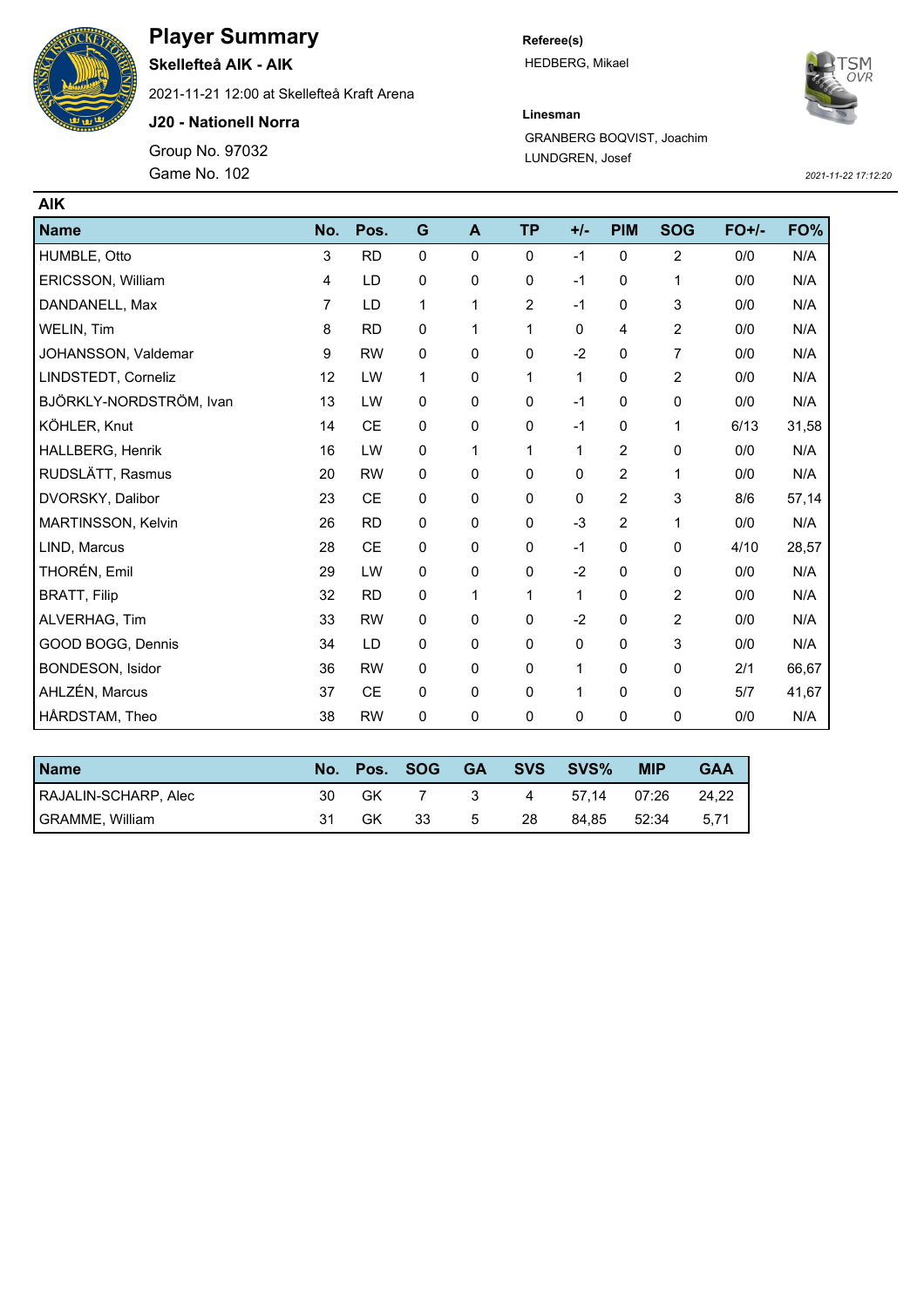# Player Summary

**Skellefteå AIK - AIK**

2021-11-21 12:00 at Skellefteå Kraft Arena

**J20 - Nationell Norra**

Group No. 97032

Game No. 102

**Referee(s)**

HEDBERG, Mikael

**Linesman**

GRANBERG BOQVIST, Joachim

LUNDGREN, Josef

*2021-11-22 17:12:20*

## AIK

| Name | No. | Pos. | G | A | TP | +/- | PIM | SOG | FO+/- | FO% |
|---|---|---|---|---|---|---|---|---|---|---|
| HUMBLE, Otto | 3 | RD | 0 | 0 | 0 | -1 | 0 | 2 | 0/0 | N/A |
| ERICSSON, William | 4 | LD | 0 | 0 | 0 | -1 | 0 | 1 | 0/0 | N/A |
| DANDANELL, Max | 7 | LD | 1 | 1 | 2 | -1 | 0 | 3 | 0/0 | N/A |
| WELIN, Tim | 8 | RD | 0 | 1 | 1 | 0 | 4 | 2 | 0/0 | N/A |
| JOHANSSON, Valdemar | 9 | RW | 0 | 0 | 0 | -2 | 0 | 7 | 0/0 | N/A |
| LINDSTEDT, Corneliz | 12 | LW | 1 | 0 | 1 | 1 | 0 | 2 | 0/0 | N/A |
| BJÖRKLY-NORDSTRÖM, Ivan | 13 | LW | 0 | 0 | 0 | -1 | 0 | 0 | 0/0 | N/A |
| KÖHLER, Knut | 14 | CE | 0 | 0 | 0 | -1 | 0 | 1 | 6/13 | 31,58 |
| HALLBERG, Henrik | 16 | LW | 0 | 1 | 1 | 1 | 2 | 0 | 0/0 | N/A |
| RUDSLÄTT, Rasmus | 20 | RW | 0 | 0 | 0 | 0 | 2 | 1 | 0/0 | N/A |
| DVORSKY, Dalibor | 23 | CE | 0 | 0 | 0 | 0 | 2 | 3 | 8/6 | 57,14 |
| MARTINSSON, Kelvin | 26 | RD | 0 | 0 | 0 | -3 | 2 | 1 | 0/0 | N/A |
| LIND, Marcus | 28 | CE | 0 | 0 | 0 | -1 | 0 | 0 | 4/10 | 28,57 |
| THORÉN, Emil | 29 | LW | 0 | 0 | 0 | -2 | 0 | 0 | 0/0 | N/A |
| BRATT, Filip | 32 | RD | 0 | 1 | 1 | 1 | 0 | 2 | 0/0 | N/A |
| ALVERHAG, Tim | 33 | RW | 0 | 0 | 0 | -2 | 0 | 2 | 0/0 | N/A |
| GOOD BOGG, Dennis | 34 | LD | 0 | 0 | 0 | 0 | 0 | 3 | 0/0 | N/A |
| BONDESON, Isidor | 36 | RW | 0 | 0 | 0 | 1 | 0 | 0 | 2/1 | 66,67 |
| AHLZÉN, Marcus | 37 | CE | 0 | 0 | 0 | 1 | 0 | 0 | 5/7 | 41,67 |
| HÅRDSTAM, Theo | 38 | RW | 0 | 0 | 0 | 0 | 0 | 0 | 0/0 | N/A |

| Name | No. | Pos. | SOG | GA | SVS | SVS% | MIP | GAA |
|---|---|---|---|---|---|---|---|---|
| RAJALIN-SCHARP, Alec | 30 | GK | 7 | 3 | 4 | 57,14 | 07:26 | 24,22 |
| GRAMME, William | 31 | GK | 33 | 5 | 28 | 84,85 | 52:34 | 5,71 |